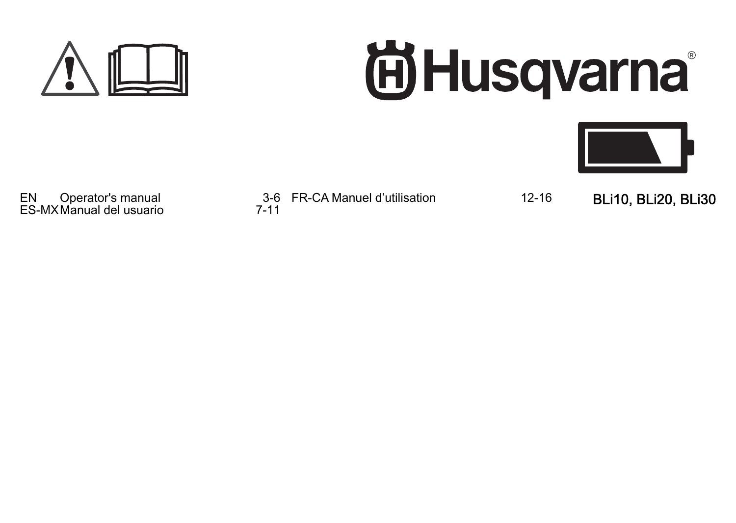# Husqvarna

## BLi10, BLi20, BLi30

| | | | | | |
|---|---|---|---|---|---|
| EN | Operator's manual | 3-6 | FR-CA | Manuel d’utilisation | 12-16 |
| ES-MX | Manual del usuario | 7-11 | | | |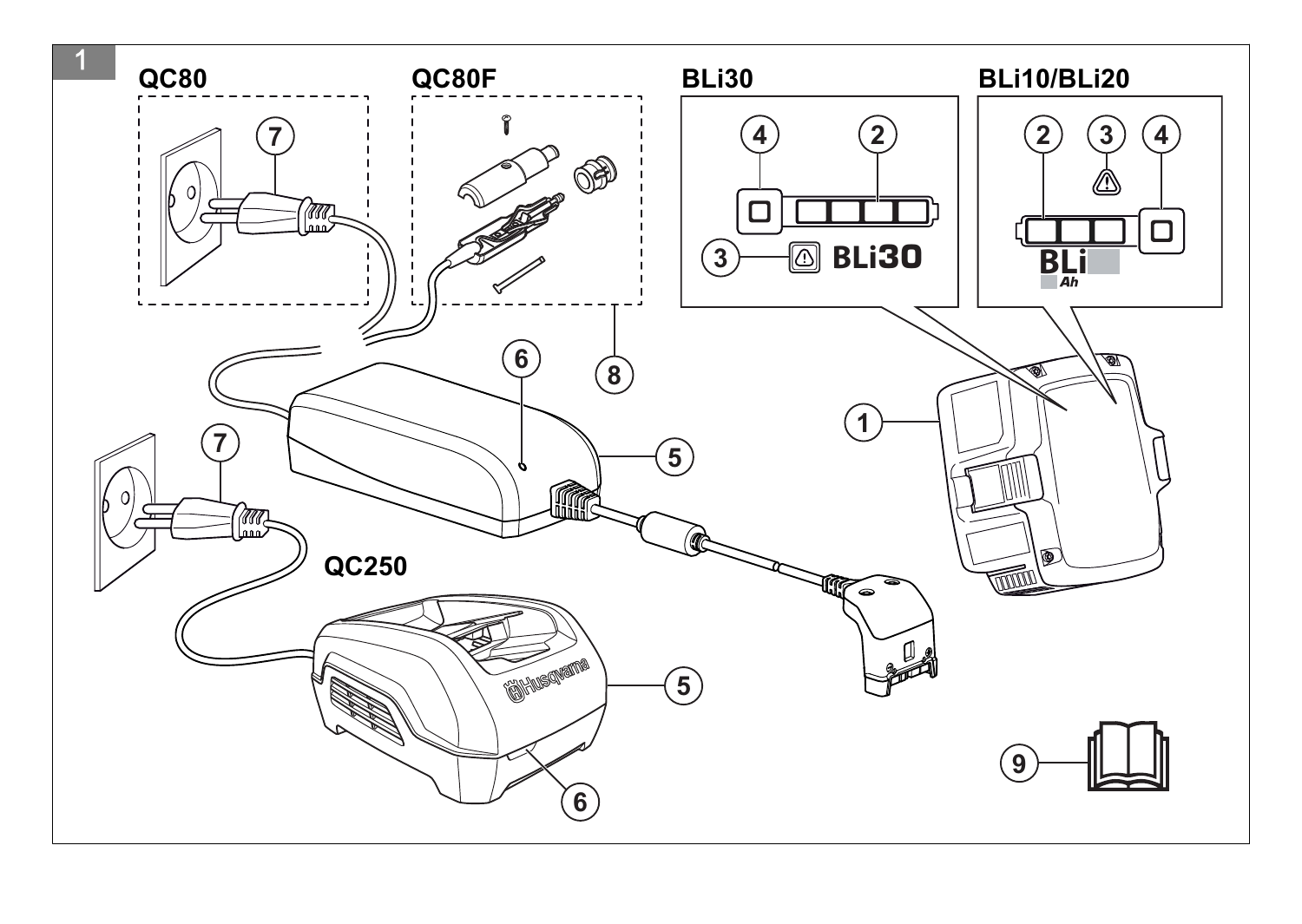1

QC80

QC80F

BLi30

BLi10/BLi20

QC250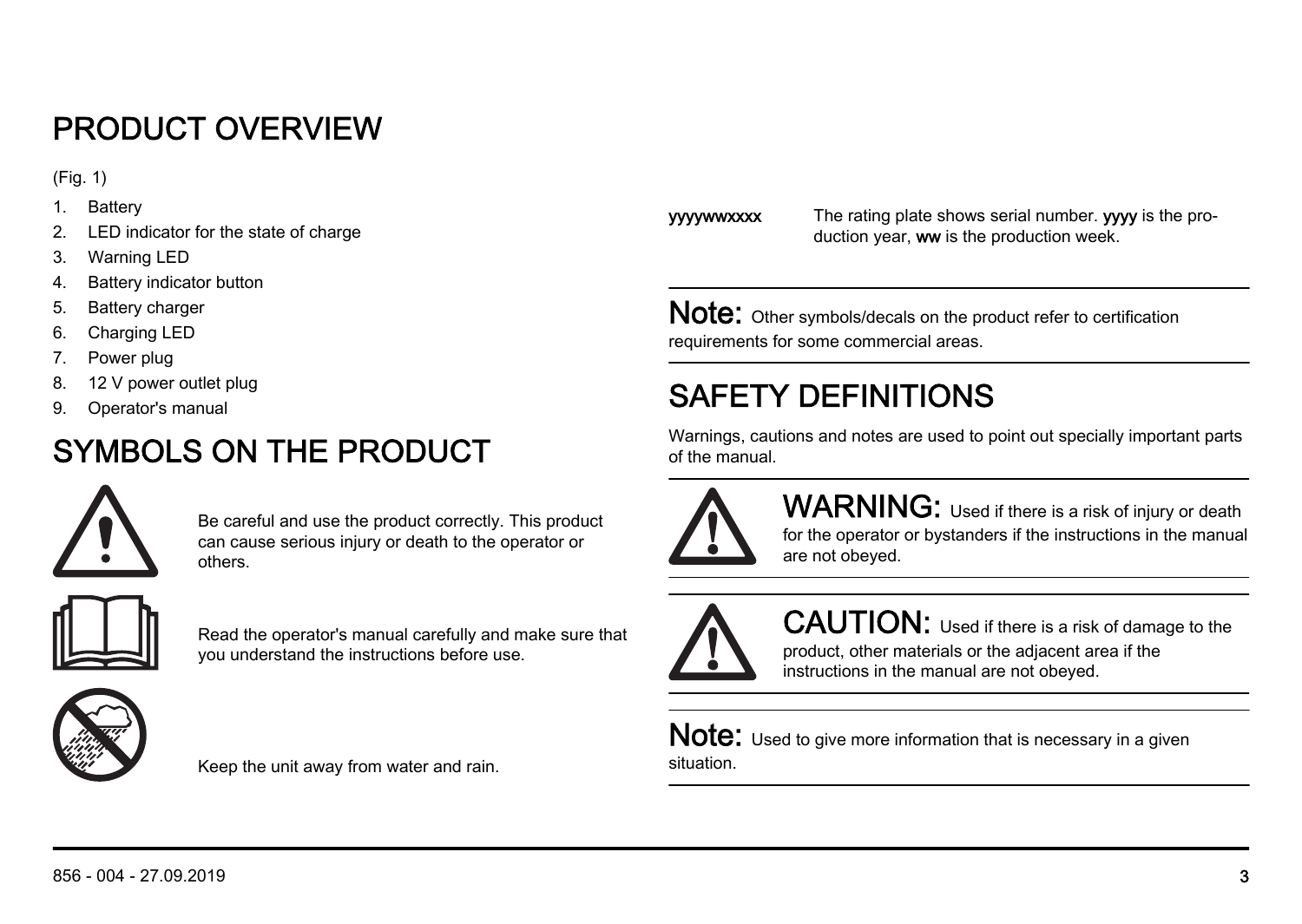# PRODUCT OVERVIEW

(Fig. 1)

1. Battery
2. LED indicator for the state of charge
3. Warning LED
4. Battery indicator button
5. Battery charger
6. Charging LED
7. Power plug
8. 12 V power outlet plug
9. Operator's manual

# SYMBOLS ON THE PRODUCT

Be careful and use the product correctly. This product can cause serious injury or death to the operator or others.

Read the operator's manual carefully and make sure that you understand the instructions before use.

Keep the unit away from water and rain.

**yyyywwxxxx** The rating plate shows serial number. **yyyy** is the production year, **ww** is the production week.

**Note:** Other symbols/decals on the product refer to certification requirements for some commercial areas.

# SAFETY DEFINITIONS

Warnings, cautions and notes are used to point out specially important parts of the manual.

**WARNING:** Used if there is a risk of injury or death for the operator or bystanders if the instructions in the manual are not obeyed.

**CAUTION:** Used if there is a risk of damage to the product, other materials or the adjacent area if the instructions in the manual are not obeyed.

**Note:** Used to give more information that is necessary in a given situation.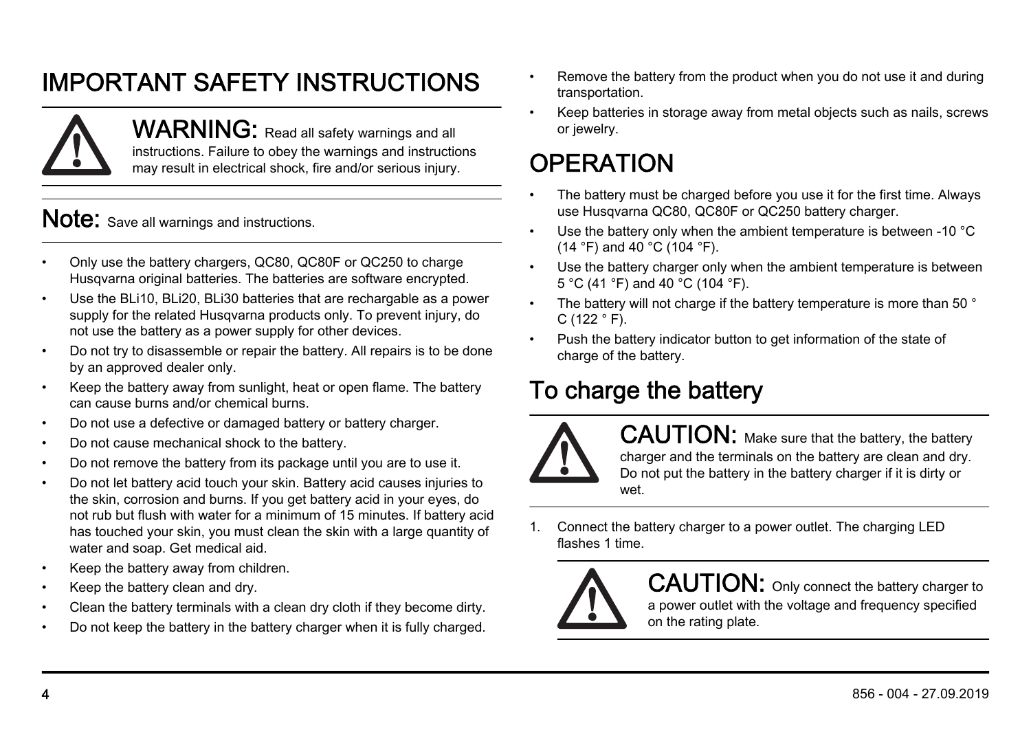# IMPORTANT SAFETY INSTRUCTIONS

**WARNING:** Read all safety warnings and all instructions. Failure to obey the warnings and instructions may result in electrical shock, fire and/or serious injury.

**Note:** Save all warnings and instructions.

- Only use the battery chargers, QC80, QC80F or QC250 to charge Husqvarna original batteries. The batteries are software encrypted.
- Use the BLi10, BLi20, BLi30 batteries that are rechargable as a power supply for the related Husqvarna products only. To prevent injury, do not use the battery as a power supply for other devices.
- Do not try to disassemble or repair the battery. All repairs is to be done by an approved dealer only.
- Keep the battery away from sunlight, heat or open flame. The battery can cause burns and/or chemical burns.
- Do not use a defective or damaged battery or battery charger.
- Do not cause mechanical shock to the battery.
- Do not remove the battery from its package until you are to use it.
- Do not let battery acid touch your skin. Battery acid causes injuries to the skin, corrosion and burns. If you get battery acid in your eyes, do not rub but flush with water for a minimum of 15 minutes. If battery acid has touched your skin, you must clean the skin with a large quantity of water and soap. Get medical aid.
- Keep the battery away from children.
- Keep the battery clean and dry.
- Clean the battery terminals with a clean dry cloth if they become dirty.
- Do not keep the battery in the battery charger when it is fully charged.
- Remove the battery from the product when you do not use it and during transportation.
- Keep batteries in storage away from metal objects such as nails, screws or jewelry.

# OPERATION

- The battery must be charged before you use it for the first time. Always use Husqvarna QC80, QC80F or QC250 battery charger.
- Use the battery only when the ambient temperature is between -10 °C (14 °F) and 40 °C (104 °F).
- Use the battery charger only when the ambient temperature is between 5 °C (41 °F) and 40 °C (104 °F).
- The battery will not charge if the battery temperature is more than 50 °C (122 ° F).
- Push the battery indicator button to get information of the state of charge of the battery.

## To charge the battery

**CAUTION:** Make sure that the battery, the battery charger and the terminals on the battery are clean and dry. Do not put the battery in the battery charger if it is dirty or wet.

1. Connect the battery charger to a power outlet. The charging LED flashes 1 time.

**CAUTION:** Only connect the battery charger to a power outlet with the voltage and frequency specified on the rating plate.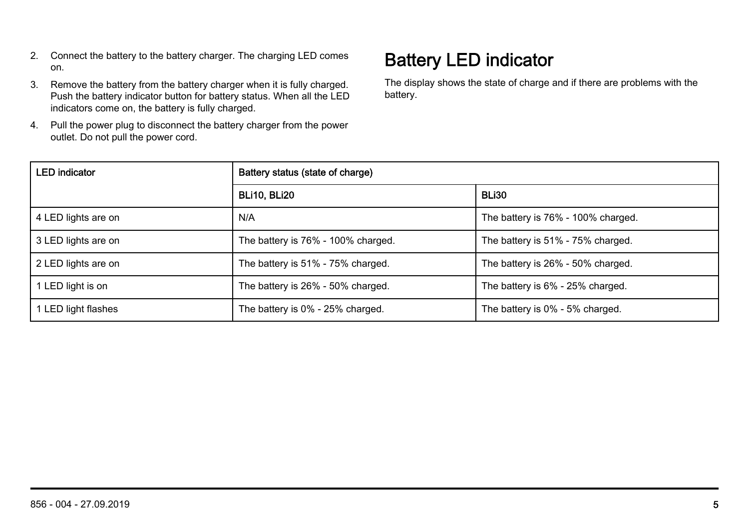2. Connect the battery to the battery charger. The charging LED comes on.
3. Remove the battery from the battery charger when it is fully charged. Push the battery indicator button for battery status. When all the LED indicators come on, the battery is fully charged.
4. Pull the power plug to disconnect the battery charger from the power outlet. Do not pull the power cord.

## Battery LED indicator

The display shows the state of charge and if there are problems with the battery.

| LED indicator | Battery status (state of charge) | |
|---|---|---|
| | BLi10, BLi20 | BLi30 |
| 4 LED lights are on | N/A | The battery is 76% - 100% charged. |
| 3 LED lights are on | The battery is 76% - 100% charged. | The battery is 51% - 75% charged. |
| 2 LED lights are on | The battery is 51% - 75% charged. | The battery is 26% - 50% charged. |
| 1 LED light is on | The battery is 26% - 50% charged. | The battery is 6% - 25% charged. |
| 1 LED light flashes | The battery is 0% - 25% charged. | The battery is 0% - 5% charged. |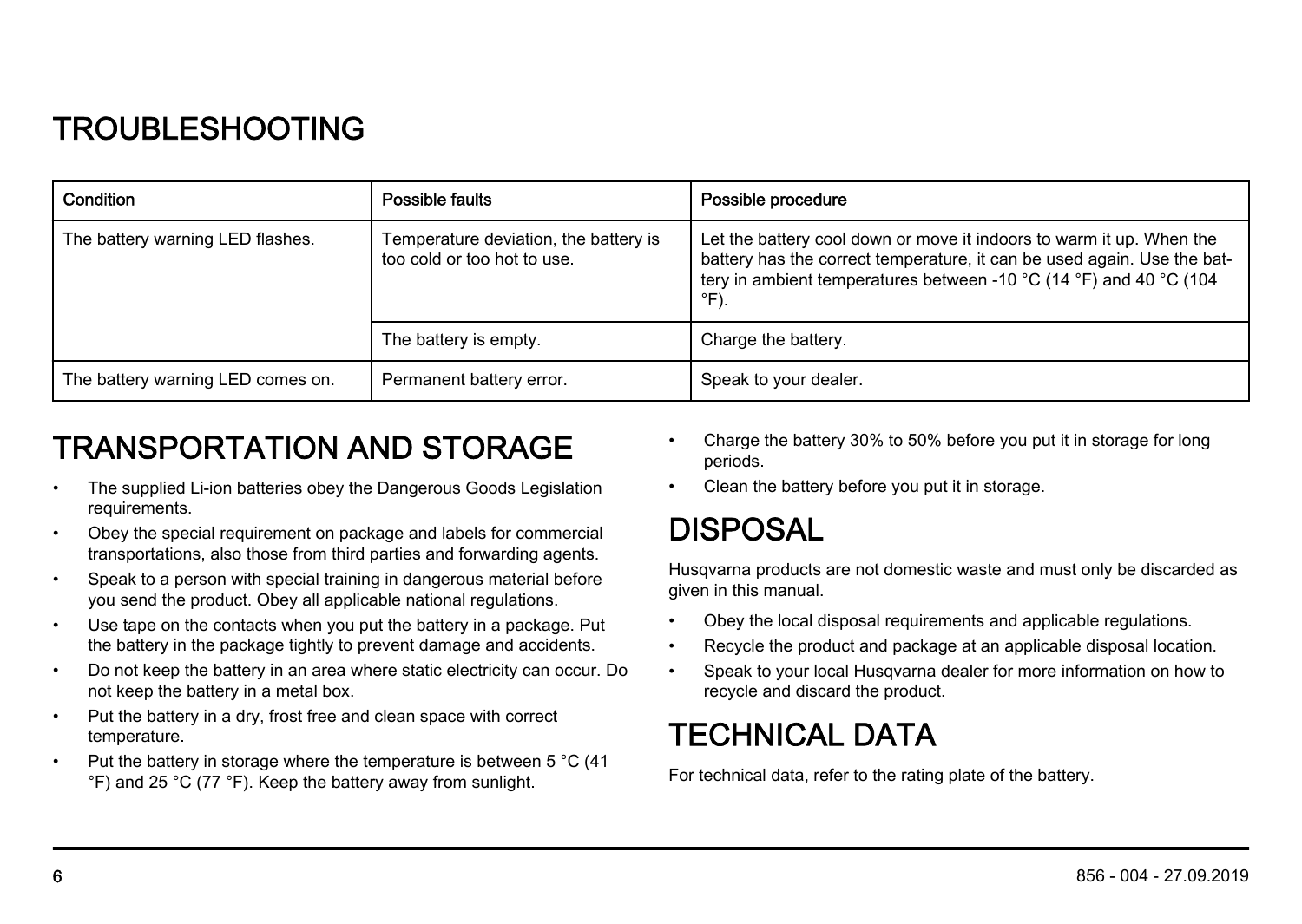## TROUBLESHOOTING

| Condition | Possible faults | Possible procedure |
|---|---|---|
| The battery warning LED flashes. | Temperature deviation, the battery is too cold or too hot to use. | Let the battery cool down or move it indoors to warm it up. When the battery has the correct temperature, it can be used again. Use the battery in ambient temperatures between -10 °C (14 °F) and 40 °C (104 °F). |
| | The battery is empty. | Charge the battery. |
| The battery warning LED comes on. | Permanent battery error. | Speak to your dealer. |

## TRANSPORTATION AND STORAGE

- The supplied Li-ion batteries obey the Dangerous Goods Legislation requirements.
- Obey the special requirement on package and labels for commercial transportations, also those from third parties and forwarding agents.
- Speak to a person with special training in dangerous material before you send the product. Obey all applicable national regulations.
- Use tape on the contacts when you put the battery in a package. Put the battery in the package tightly to prevent damage and accidents.
- Do not keep the battery in an area where static electricity can occur. Do not keep the battery in a metal box.
- Put the battery in a dry, frost free and clean space with correct temperature.
- Put the battery in storage where the temperature is between 5 °C (41 °F) and 25 °C (77 °F). Keep the battery away from sunlight.
- Charge the battery 30% to 50% before you put it in storage for long periods.
- Clean the battery before you put it in storage.

## DISPOSAL

Husqvarna products are not domestic waste and must only be discarded as given in this manual.

- Obey the local disposal requirements and applicable regulations.
- Recycle the product and package at an applicable disposal location.
- Speak to your local Husqvarna dealer for more information on how to recycle and discard the product.

## TECHNICAL DATA

For technical data, refer to the rating plate of the battery.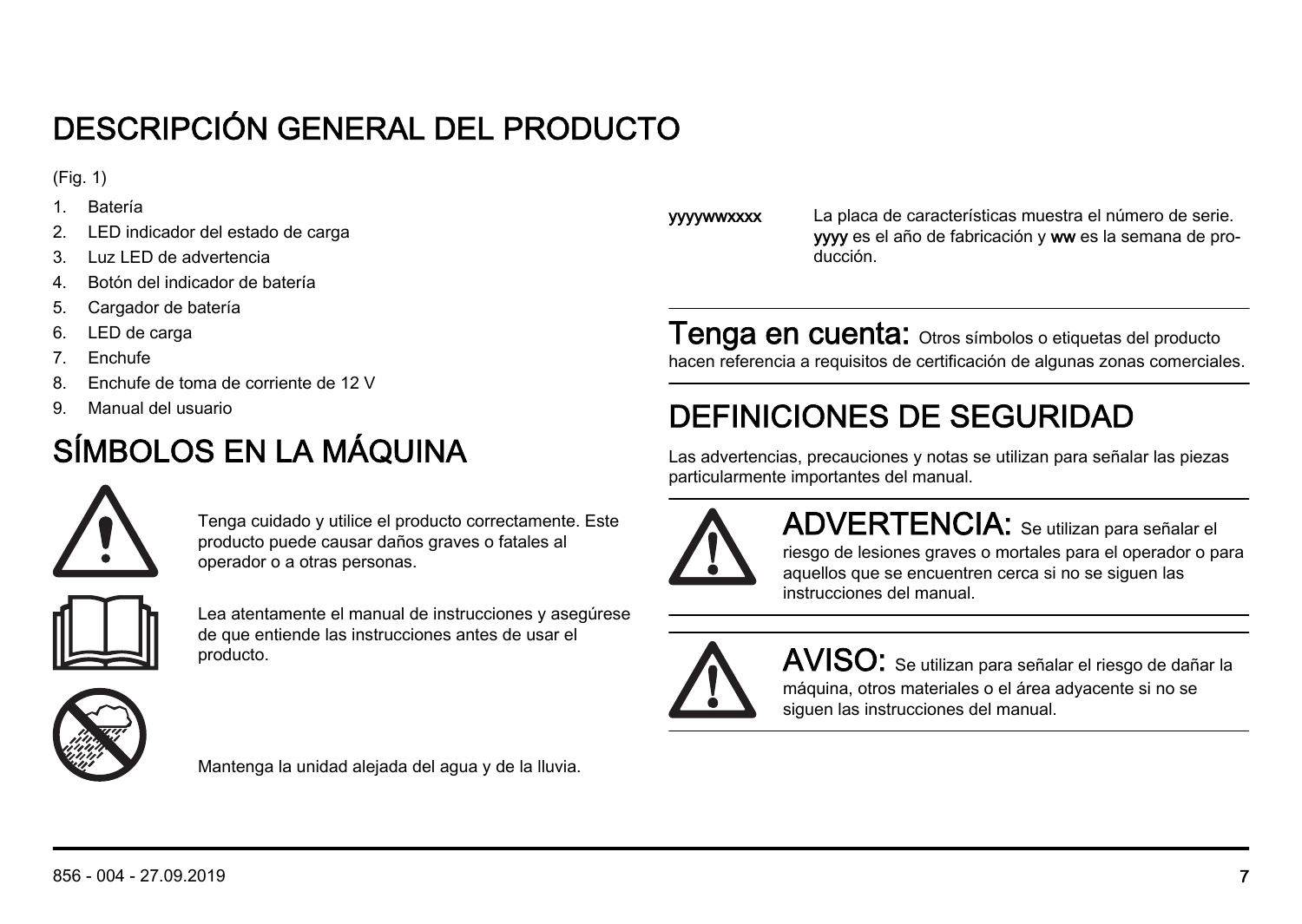# DESCRIPCIÓN GENERAL DEL PRODUCTO

(Fig. 1)

1. Batería
2. LED indicador del estado de carga
3. Luz LED de advertencia
4. Botón del indicador de batería
5. Cargador de batería
6. LED de carga
7. Enchufe
8. Enchufe de toma de corriente de 12 V
9. Manual del usuario

# SÍMBOLOS EN LA MÁQUINA

Tenga cuidado y utilice el producto correctamente. Este producto puede causar daños graves o fatales al operador o a otras personas.

Lea atentamente el manual de instrucciones y asegúrese de que entiende las instrucciones antes de usar el producto.

Mantenga la unidad alejada del agua y de la lluvia.

**yyyywwxxxx** La placa de características muestra el número de serie. **yyyy** es el año de fabricación y **ww** es la semana de producción.

**Tenga en cuenta:** Otros símbolos o etiquetas del producto hacen referencia a requisitos de certificación de algunas zonas comerciales.

# DEFINICIONES DE SEGURIDAD

Las advertencias, precauciones y notas se utilizan para señalar las piezas particularmente importantes del manual.

**ADVERTENCIA:** Se utilizan para señalar el riesgo de lesiones graves o mortales para el operador o para aquellos que se encuentren cerca si no se siguen las instrucciones del manual.

**AVISO:** Se utilizan para señalar el riesgo de dañar la máquina, otros materiales o el área adyacente si no se siguen las instrucciones del manual.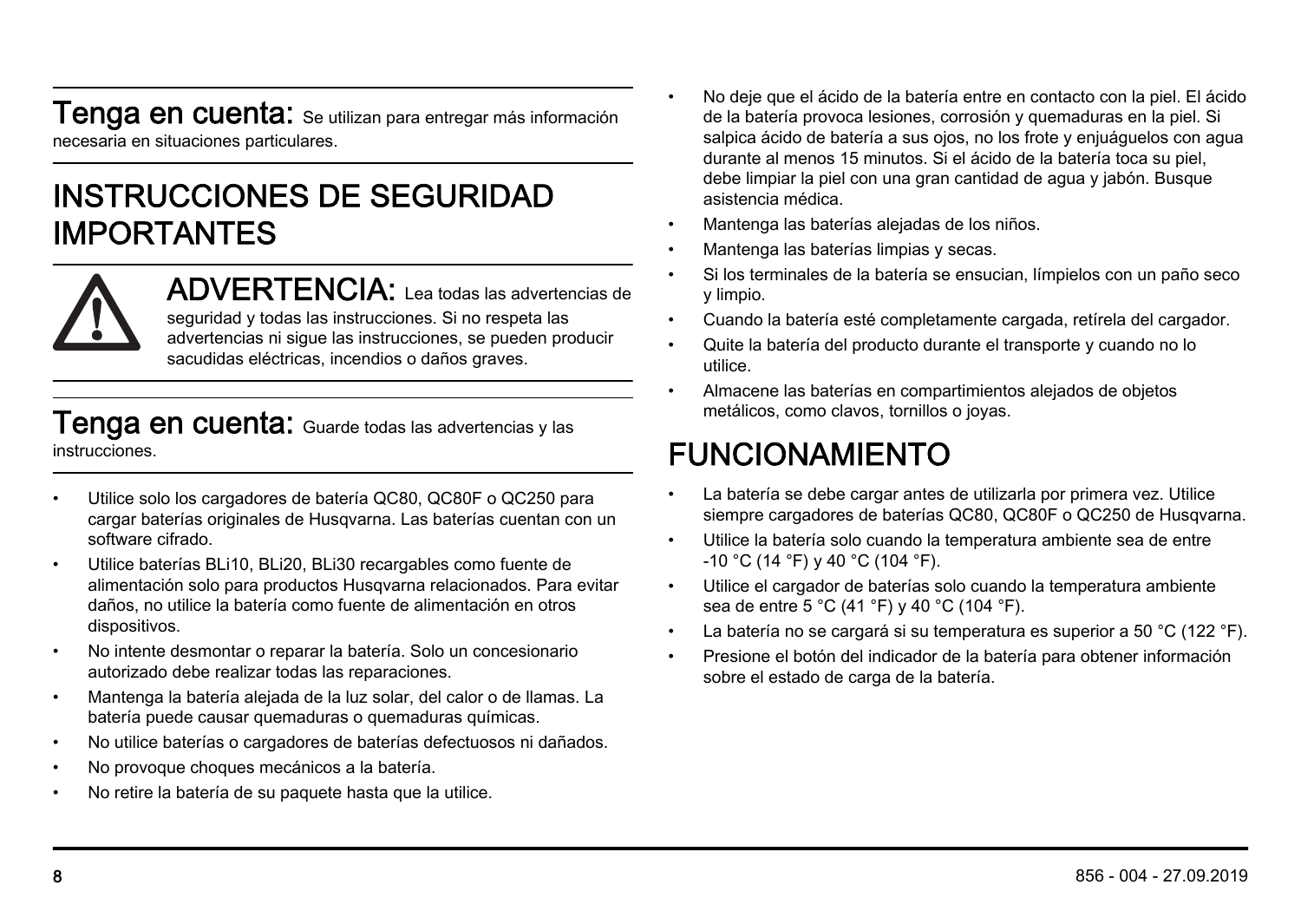**Tenga en cuenta:** Se utilizan para entregar más información necesaria en situaciones particulares.

## INSTRUCCIONES DE SEGURIDAD IMPORTANTES

**ADVERTENCIA:** Lea todas las advertencias de seguridad y todas las instrucciones. Si no respeta las advertencias ni sigue las instrucciones, se pueden producir sacudidas eléctricas, incendios o daños graves.

**Tenga en cuenta:** Guarde todas las advertencias y las instrucciones.

- Utilice solo los cargadores de batería QC80, QC80F o QC250 para cargar baterías originales de Husqvarna. Las baterías cuentan con un software cifrado.
- Utilice baterías BLi10, BLi20, BLi30 recargables como fuente de alimentación solo para productos Husqvarna relacionados. Para evitar daños, no utilice la batería como fuente de alimentación en otros dispositivos.
- No intente desmontar o reparar la batería. Solo un concesionario autorizado debe realizar todas las reparaciones.
- Mantenga la batería alejada de la luz solar, del calor o de llamas. La batería puede causar quemaduras o quemaduras químicas.
- No utilice baterías o cargadores de baterías defectuosos ni dañados.
- No provoque choques mecánicos a la batería.
- No retire la batería de su paquete hasta que la utilice.
- No deje que el ácido de la batería entre en contacto con la piel. El ácido de la batería provoca lesiones, corrosión y quemaduras en la piel. Si salpica ácido de batería a sus ojos, no los frote y enjuáguelos con agua durante al menos 15 minutos. Si el ácido de la batería toca su piel, debe limpiar la piel con una gran cantidad de agua y jabón. Busque asistencia médica.
- Mantenga las baterías alejadas de los niños.
- Mantenga las baterías limpias y secas.
- Si los terminales de la batería se ensucian, límpielos con un paño seco y limpio.
- Cuando la batería esté completamente cargada, retírela del cargador.
- Quite la batería del producto durante el transporte y cuando no lo utilice.
- Almacene las baterías en compartimientos alejados de objetos metálicos, como clavos, tornillos o joyas.

## FUNCIONAMIENTO

- La batería se debe cargar antes de utilizarla por primera vez. Utilice siempre cargadores de baterías QC80, QC80F o QC250 de Husqvarna.
- Utilice la batería solo cuando la temperatura ambiente sea de entre -10 °C (14 °F) y 40 °C (104 °F).
- Utilice el cargador de baterías solo cuando la temperatura ambiente sea de entre 5 °C (41 °F) y 40 °C (104 °F).
- La batería no se cargará si su temperatura es superior a 50 °C (122 °F).
- Presione el botón del indicador de la batería para obtener información sobre el estado de carga de la batería.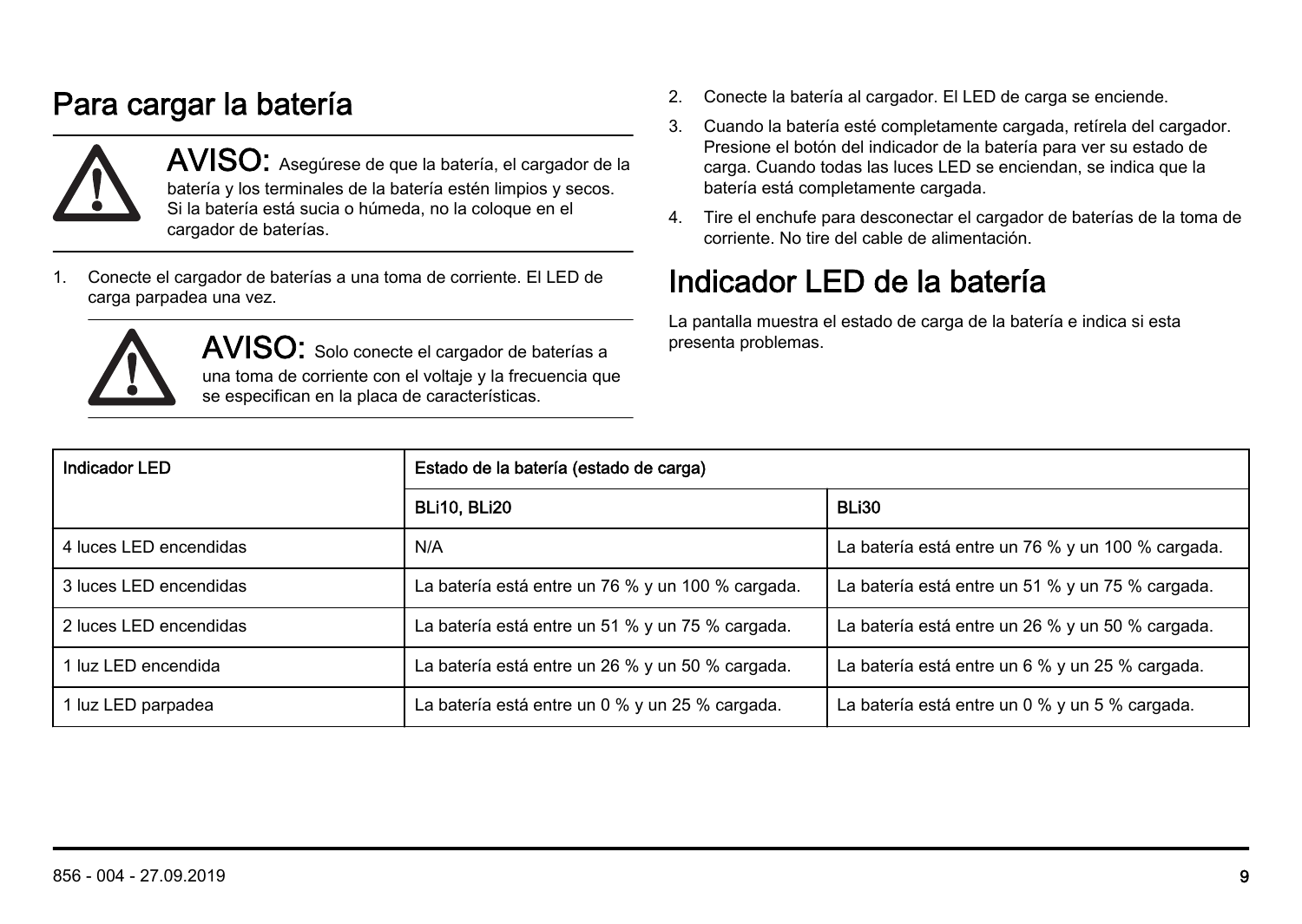## Para cargar la batería

**AVISO:** Asegúrese de que la batería, el cargador de la batería y los terminales de la batería estén limpios y secos. Si la batería está sucia o húmeda, no la coloque en el cargador de baterías.

1. Conecte el cargador de baterías a una toma de corriente. El LED de carga parpadea una vez.

   **AVISO:** Solo conecte el cargador de baterías a una toma de corriente con el voltaje y la frecuencia que se especifican en la placa de características.

2. Conecte la batería al cargador. El LED de carga se enciende.
3. Cuando la batería esté completamente cargada, retírela del cargador. Presione el botón del indicador de la batería para ver su estado de carga. Cuando todas las luces LED se enciendan, se indica que la batería está completamente cargada.
4. Tire el enchufe para desconectar el cargador de baterías de la toma de corriente. No tire del cable de alimentación.

## Indicador LED de la batería

La pantalla muestra el estado de carga de la batería e indica si esta presenta problemas.

| Indicador LED | Estado de la batería (estado de carga) | |
|---|---|---|
| | BLi10, BLi20 | BLi30 |
| 4 luces LED encendidas | N/A | La batería está entre un 76 % y un 100 % cargada. |
| 3 luces LED encendidas | La batería está entre un 76 % y un 100 % cargada. | La batería está entre un 51 % y un 75 % cargada. |
| 2 luces LED encendidas | La batería está entre un 51 % y un 75 % cargada. | La batería está entre un 26 % y un 50 % cargada. |
| 1 luz LED encendida | La batería está entre un 26 % y un 50 % cargada. | La batería está entre un 6 % y un 25 % cargada. |
| 1 luz LED parpadea | La batería está entre un 0 % y un 25 % cargada. | La batería está entre un 0 % y un 5 % cargada. |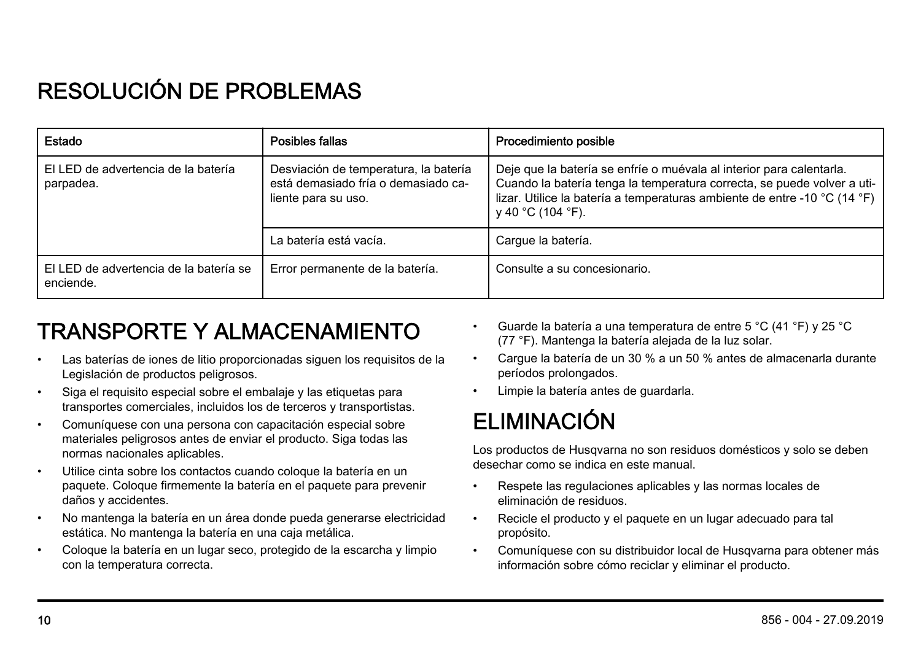# RESOLUCIÓN DE PROBLEMAS

| Estado | Posibles fallas | Procedimiento posible |
|---|---|---|
| El LED de advertencia de la batería parpadea. | Desviación de temperatura, la batería está demasiado fría o demasiado caliente para su uso. | Deje que la batería se enfríe o muévala al interior para calentarla. Cuando la batería tenga la temperatura correcta, se puede volver a utilizar. Utilice la batería a temperaturas ambiente de entre -10 °C (14 °F) y 40 °C (104 °F). |
| | La batería está vacía. | Cargue la batería. |
| El LED de advertencia de la batería se enciende. | Error permanente de la batería. | Consulte a su concesionario. |

# TRANSPORTE Y ALMACENAMIENTO

- Las baterías de iones de litio proporcionadas siguen los requisitos de la Legislación de productos peligrosos.
- Siga el requisito especial sobre el embalaje y las etiquetas para transportes comerciales, incluidos los de terceros y transportistas.
- Comuníquese con una persona con capacitación especial sobre materiales peligrosos antes de enviar el producto. Siga todas las normas nacionales aplicables.
- Utilice cinta sobre los contactos cuando coloque la batería en un paquete. Coloque firmemente la batería en el paquete para prevenir daños y accidentes.
- No mantenga la batería en un área donde pueda generarse electricidad estática. No mantenga la batería en una caja metálica.
- Coloque la batería en un lugar seco, protegido de la escarcha y limpio con la temperatura correcta.
- Guarde la batería a una temperatura de entre 5 °C (41 °F) y 25 °C (77 °F). Mantenga la batería alejada de la luz solar.
- Cargue la batería de un 30 % a un 50 % antes de almacenarla durante períodos prolongados.
- Limpie la batería antes de guardarla.

# ELIMINACIÓN

Los productos de Husqvarna no son residuos domésticos y solo se deben desechar como se indica en este manual.

- Respete las regulaciones aplicables y las normas locales de eliminación de residuos.
- Recicle el producto y el paquete en un lugar adecuado para tal propósito.
- Comuníquese con su distribuidor local de Husqvarna para obtener más información sobre cómo reciclar y eliminar el producto.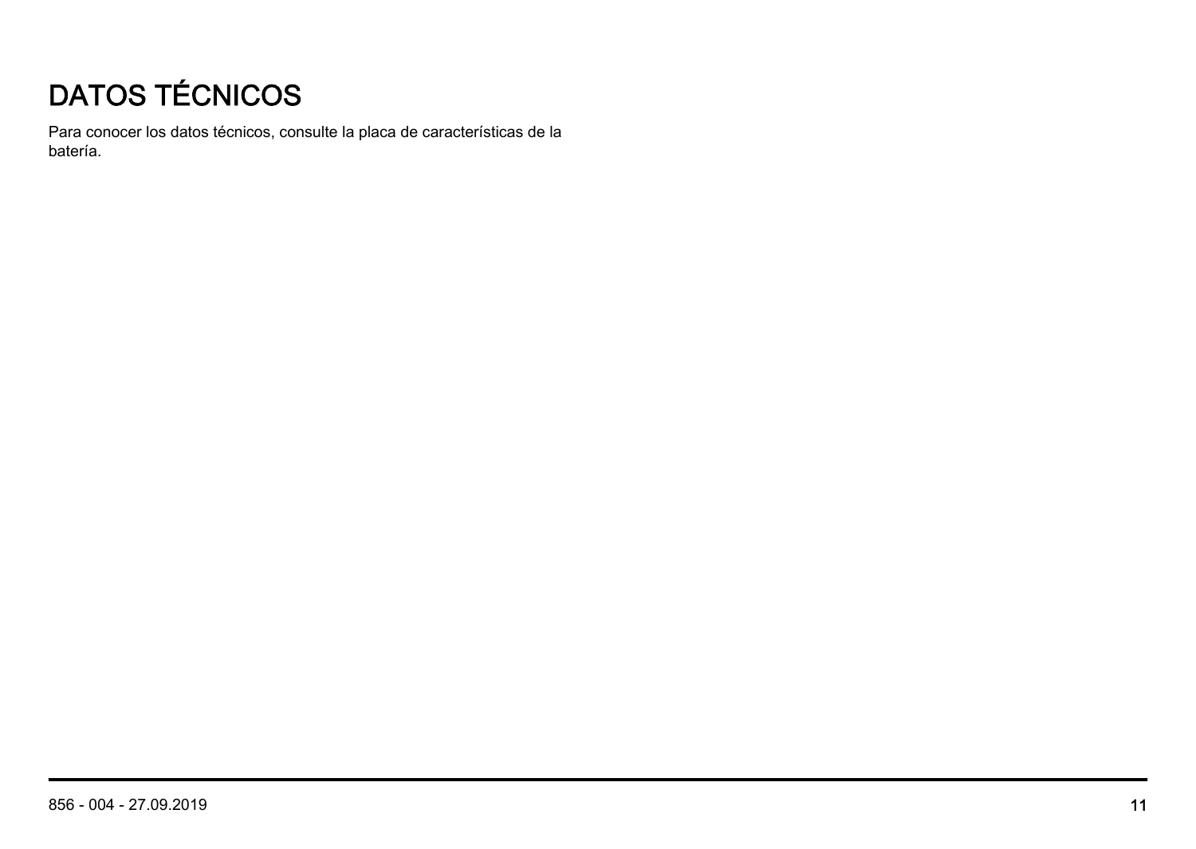# DATOS TÉCNICOS

Para conocer los datos técnicos, consulte la placa de características de la batería.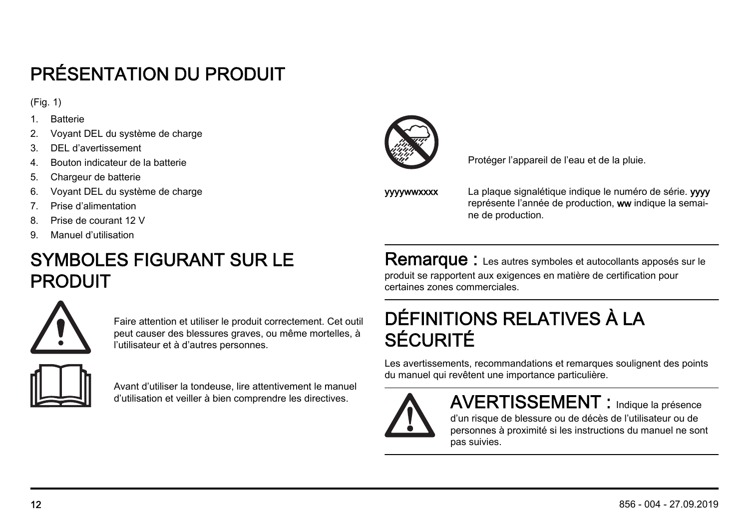# PRÉSENTATION DU PRODUIT

(Fig. 1)

1. Batterie
2. Voyant DEL du système de charge
3. DEL d'avertissement
4. Bouton indicateur de la batterie
5. Chargeur de batterie
6. Voyant DEL du système de charge
7. Prise d'alimentation
8. Prise de courant 12 V
9. Manuel d'utilisation

# SYMBOLES FIGURANT SUR LE PRODUIT

Faire attention et utiliser le produit correctement. Cet outil peut causer des blessures graves, ou même mortelles, à l'utilisateur et à d'autres personnes.

Avant d'utiliser la tondeuse, lire attentivement le manuel d'utilisation et veiller à bien comprendre les directives.

Protéger l'appareil de l'eau et de la pluie.

**yyyywwxxxx** La plaque signalétique indique le numéro de série. **yyyy** représente l'année de production, **ww** indique la semaine de production.

---

**Remarque :** Les autres symboles et autocollants apposés sur le produit se rapportent aux exigences en matière de certification pour certaines zones commerciales.

---

# DÉFINITIONS RELATIVES À LA SÉCURITÉ

Les avertissements, recommandations et remarques soulignent des points du manuel qui revêtent une importance particulière.

---

**AVERTISSEMENT :** Indique la présence d'un risque de blessure ou de décès de l'utilisateur ou de personnes à proximité si les instructions du manuel ne sont pas suivies.

---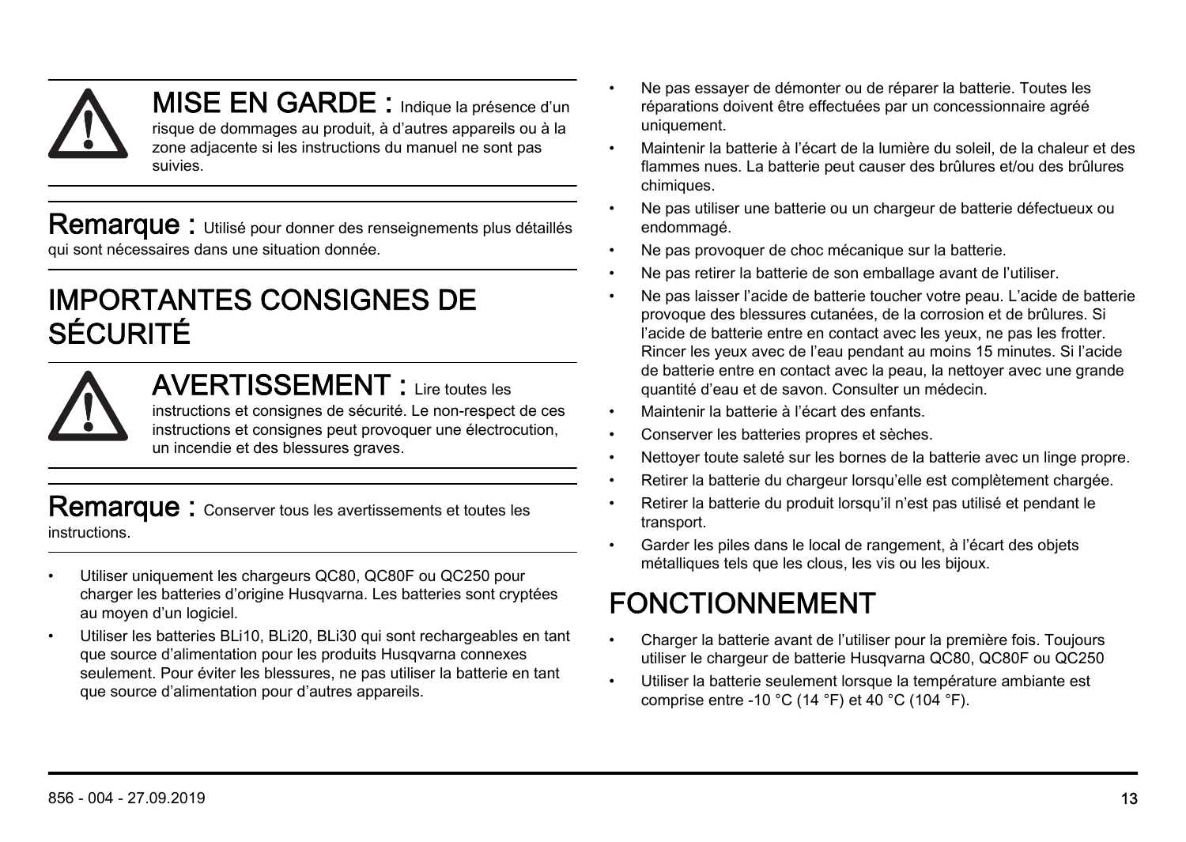**MISE EN GARDE :** Indique la présence d'un risque de dommages au produit, à d'autres appareils ou à la zone adjacente si les instructions du manuel ne sont pas suivies.

**Remarque :** Utilisé pour donner des renseignements plus détaillés qui sont nécessaires dans une situation donnée.

# IMPORTANTES CONSIGNES DE SÉCURITÉ

**AVERTISSEMENT :** Lire toutes les instructions et consignes de sécurité. Le non-respect de ces instructions et consignes peut provoquer une électrocution, un incendie et des blessures graves.

**Remarque :** Conserver tous les avertissements et toutes les instructions.

- Utiliser uniquement les chargeurs QC80, QC80F ou QC250 pour charger les batteries d'origine Husqvarna. Les batteries sont cryptées au moyen d'un logiciel.
- Utiliser les batteries BLi10, BLi20, BLi30 qui sont rechargeables en tant que source d'alimentation pour les produits Husqvarna connexes seulement. Pour éviter les blessures, ne pas utiliser la batterie en tant que source d'alimentation pour d'autres appareils.
- Ne pas essayer de démonter ou de réparer la batterie. Toutes les réparations doivent être effectuées par un concessionnaire agréé uniquement.
- Maintenir la batterie à l'écart de la lumière du soleil, de la chaleur et des flammes nues. La batterie peut causer des brûlures et/ou des brûlures chimiques.
- Ne pas utiliser une batterie ou un chargeur de batterie défectueux ou endommagé.
- Ne pas provoquer de choc mécanique sur la batterie.
- Ne pas retirer la batterie de son emballage avant de l'utiliser.
- Ne pas laisser l'acide de batterie toucher votre peau. L'acide de batterie provoque des blessures cutanées, de la corrosion et de brûlures. Si l'acide de batterie entre en contact avec les yeux, ne pas les frotter. Rincer les yeux avec de l'eau pendant au moins 15 minutes. Si l'acide de batterie entre en contact avec la peau, la nettoyer avec une grande quantité d'eau et de savon. Consulter un médecin.
- Maintenir la batterie à l'écart des enfants.
- Conserver les batteries propres et sèches.
- Nettoyer toute saleté sur les bornes de la batterie avec un linge propre.
- Retirer la batterie du chargeur lorsqu'elle est complètement chargée.
- Retirer la batterie du produit lorsqu'il n'est pas utilisé et pendant le transport.
- Garder les piles dans le local de rangement, à l'écart des objets métalliques tels que les clous, les vis ou les bijoux.

# FONCTIONNEMENT

- Charger la batterie avant de l'utiliser pour la première fois. Toujours utiliser le chargeur de batterie Husqvarna QC80, QC80F ou QC250
- Utiliser la batterie seulement lorsque la température ambiante est comprise entre -10 °C (14 °F) et 40 °C (104 °F).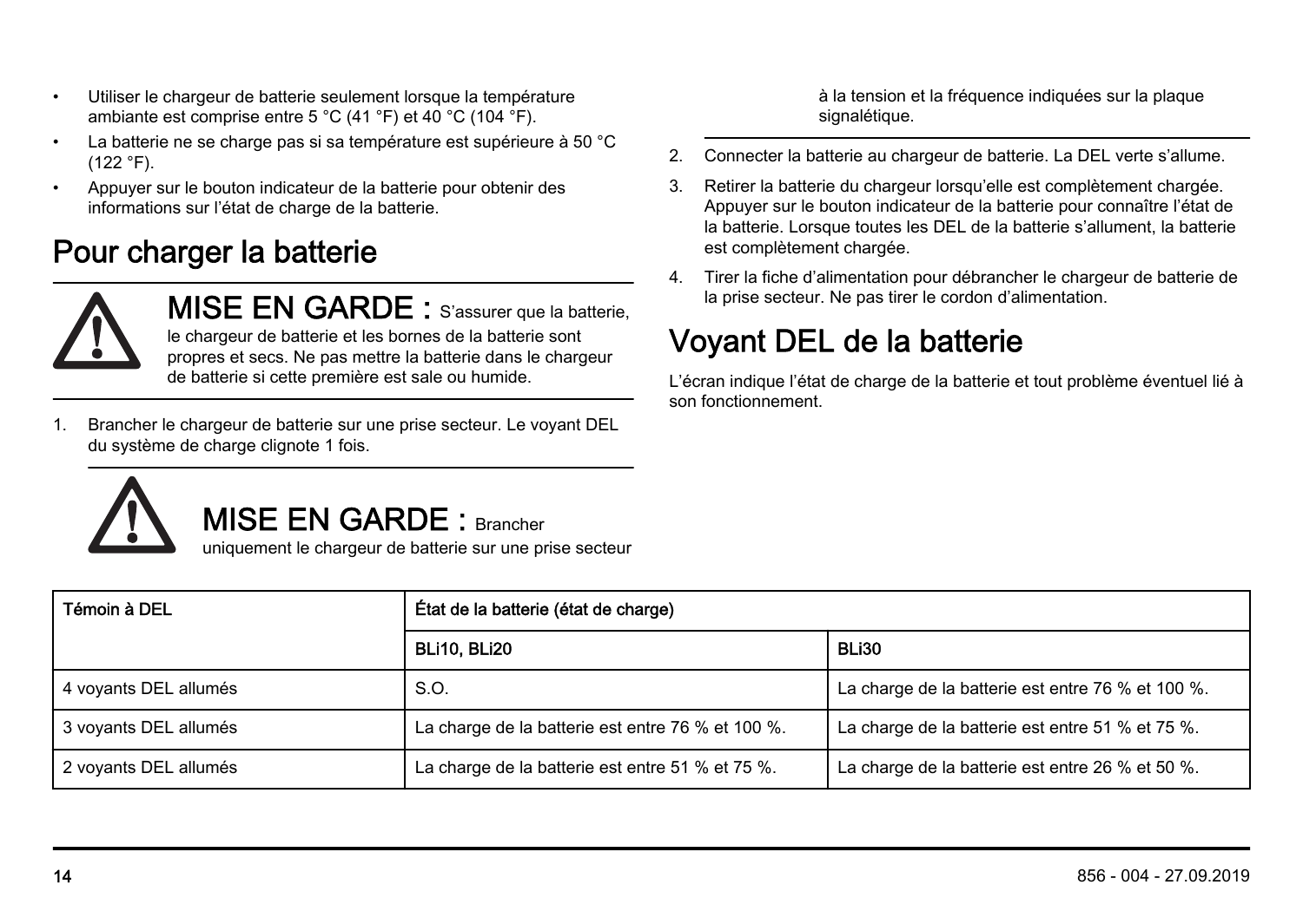- Utiliser le chargeur de batterie seulement lorsque la température ambiante est comprise entre 5 °C (41 °F) et 40 °C (104 °F).
- La batterie ne se charge pas si sa température est supérieure à 50 °C (122 °F).
- Appuyer sur le bouton indicateur de la batterie pour obtenir des informations sur l'état de charge de la batterie.

## Pour charger la batterie

**MISE EN GARDE :** S'assurer que la batterie, le chargeur de batterie et les bornes de la batterie sont propres et secs. Ne pas mettre la batterie dans le chargeur de batterie si cette première est sale ou humide.

1. Brancher le chargeur de batterie sur une prise secteur. Le voyant DEL du système de charge clignote 1 fois.

   **MISE EN GARDE :** Brancher uniquement le chargeur de batterie sur une prise secteur à la tension et la fréquence indiquées sur la plaque signalétique.

2. Connecter la batterie au chargeur de batterie. La DEL verte s'allume.
3. Retirer la batterie du chargeur lorsqu'elle est complètement chargée. Appuyer sur le bouton indicateur de la batterie pour connaître l'état de la batterie. Lorsque toutes les DEL de la batterie s'allument, la batterie est complètement chargée.
4. Tirer la fiche d'alimentation pour débrancher le chargeur de batterie de la prise secteur. Ne pas tirer le cordon d'alimentation.

## Voyant DEL de la batterie

L'écran indique l'état de charge de la batterie et tout problème éventuel lié à son fonctionnement.

| Témoin à DEL | État de la batterie (état de charge) | |
|---|---|---|
| | BLi10, BLi20 | BLi30 |
| 4 voyants DEL allumés | S.O. | La charge de la batterie est entre 76 % et 100 %. |
| 3 voyants DEL allumés | La charge de la batterie est entre 76 % et 100 %. | La charge de la batterie est entre 51 % et 75 %. |
| 2 voyants DEL allumés | La charge de la batterie est entre 51 % et 75 %. | La charge de la batterie est entre 26 % et 50 %. |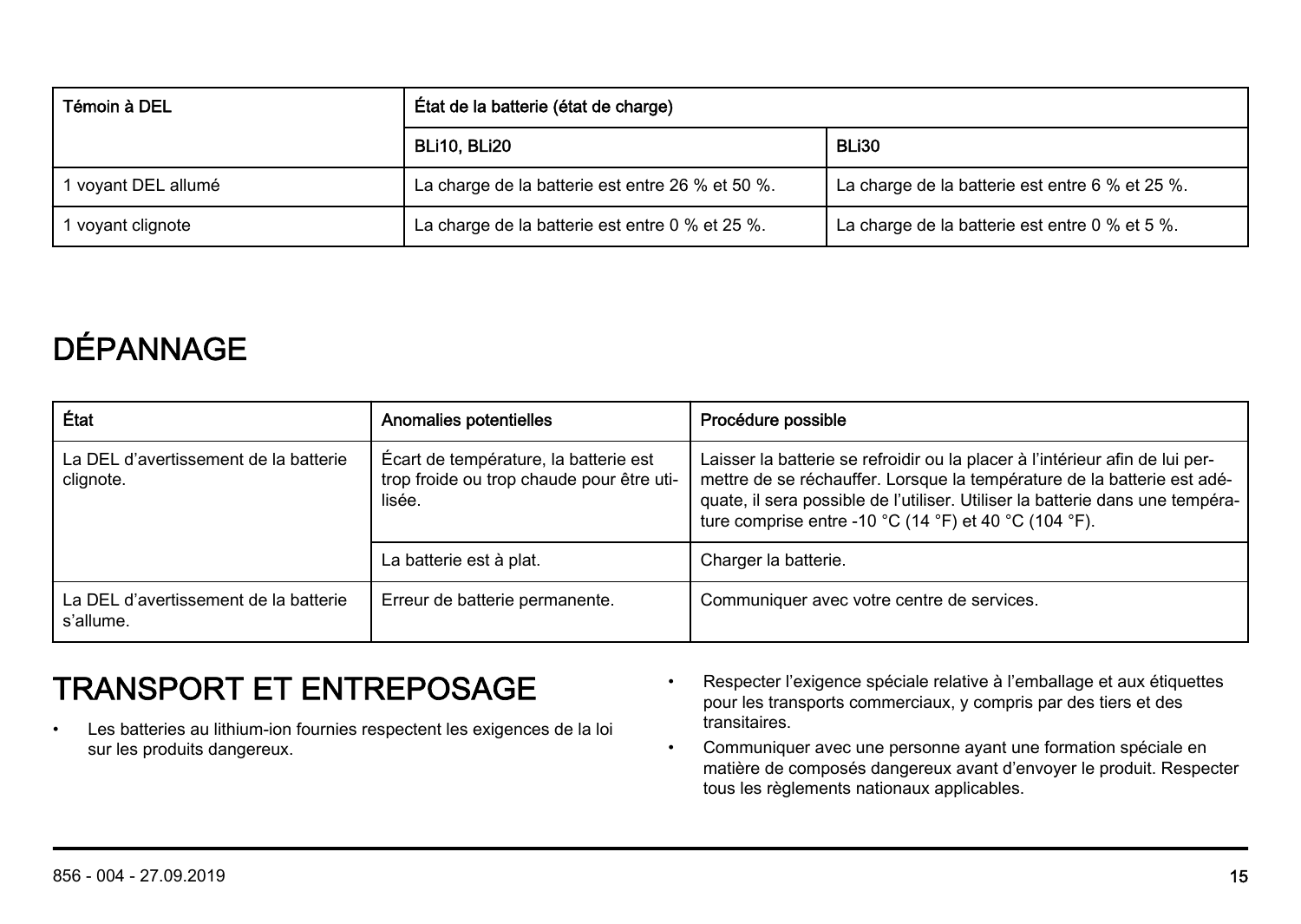| Témoin à DEL | État de la batterie (état de charge) | |
|---|---|---|
| | BLi10, BLi20 | BLi30 |
| 1 voyant DEL allumé | La charge de la batterie est entre 26 % et 50 %. | La charge de la batterie est entre 6 % et 25 %. |
| 1 voyant clignote | La charge de la batterie est entre 0 % et 25 %. | La charge de la batterie est entre 0 % et 5 %. |

# DÉPANNAGE

| État | Anomalies potentielles | Procédure possible |
|---|---|---|
| La DEL d'avertissement de la batterie clignote. | Écart de température, la batterie est trop froide ou trop chaude pour être utilisée. | Laisser la batterie se refroidir ou la placer à l'intérieur afin de lui permettre de se réchauffer. Lorsque la température de la batterie est adéquate, il sera possible de l'utiliser. Utiliser la batterie dans une température comprise entre -10 °C (14 °F) et 40 °C (104 °F). |
| | La batterie est à plat. | Charger la batterie. |
| La DEL d'avertissement de la batterie s'allume. | Erreur de batterie permanente. | Communiquer avec votre centre de services. |

# TRANSPORT ET ENTREPOSAGE

- Les batteries au lithium-ion fournies respectent les exigences de la loi sur les produits dangereux.
- Respecter l'exigence spéciale relative à l'emballage et aux étiquettes pour les transports commerciaux, y compris par des tiers et des transitaires.
- Communiquer avec une personne ayant une formation spéciale en matière de composés dangereux avant d'envoyer le produit. Respecter tous les règlements nationaux applicables.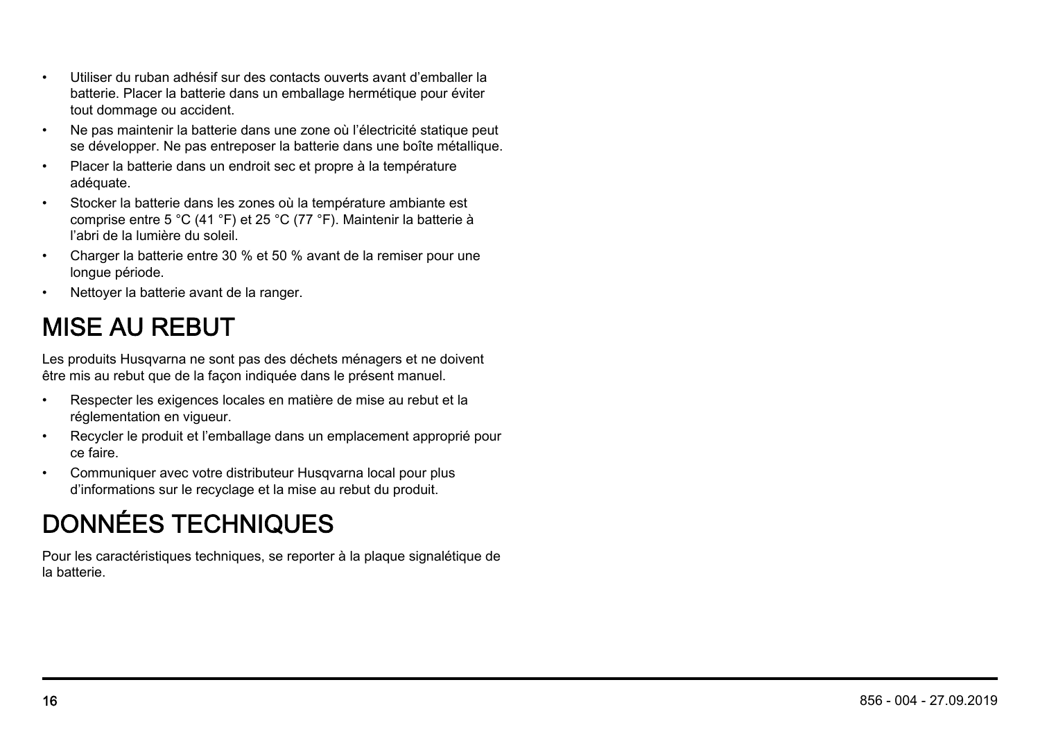- Utiliser du ruban adhésif sur des contacts ouverts avant d'emballer la batterie. Placer la batterie dans un emballage hermétique pour éviter tout dommage ou accident.
- Ne pas maintenir la batterie dans une zone où l'électricité statique peut se développer. Ne pas entreposer la batterie dans une boîte métallique.
- Placer la batterie dans un endroit sec et propre à la température adéquate.
- Stocker la batterie dans les zones où la température ambiante est comprise entre 5 °C (41 °F) et 25 °C (77 °F). Maintenir la batterie à l'abri de la lumière du soleil.
- Charger la batterie entre 30 % et 50 % avant de la remiser pour une longue période.
- Nettoyer la batterie avant de la ranger.

# MISE AU REBUT

Les produits Husqvarna ne sont pas des déchets ménagers et ne doivent être mis au rebut que de la façon indiquée dans le présent manuel.

- Respecter les exigences locales en matière de mise au rebut et la réglementation en vigueur.
- Recycler le produit et l'emballage dans un emplacement approprié pour ce faire.
- Communiquer avec votre distributeur Husqvarna local pour plus d'informations sur le recyclage et la mise au rebut du produit.

# DONNÉES TECHNIQUES

Pour les caractéristiques techniques, se reporter à la plaque signalétique de la batterie.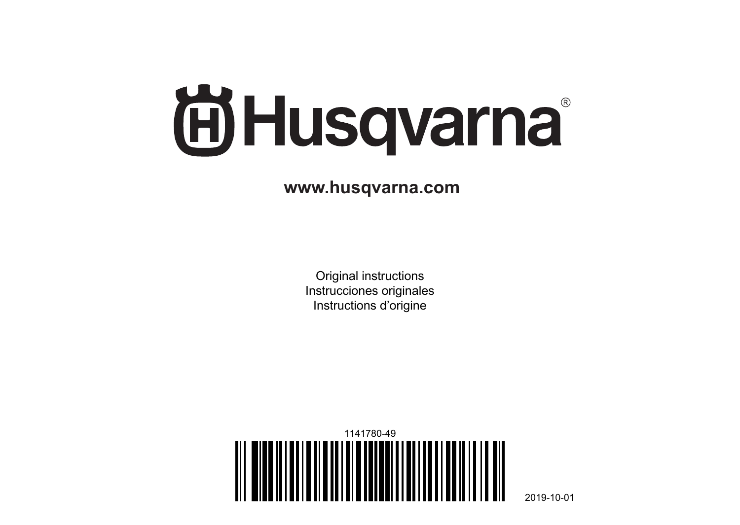# Husqvarna®

**www.husqvarna.com**

Original instructions
Instrucciones originales
Instructions d'origine

1141780-49

2019-10-01